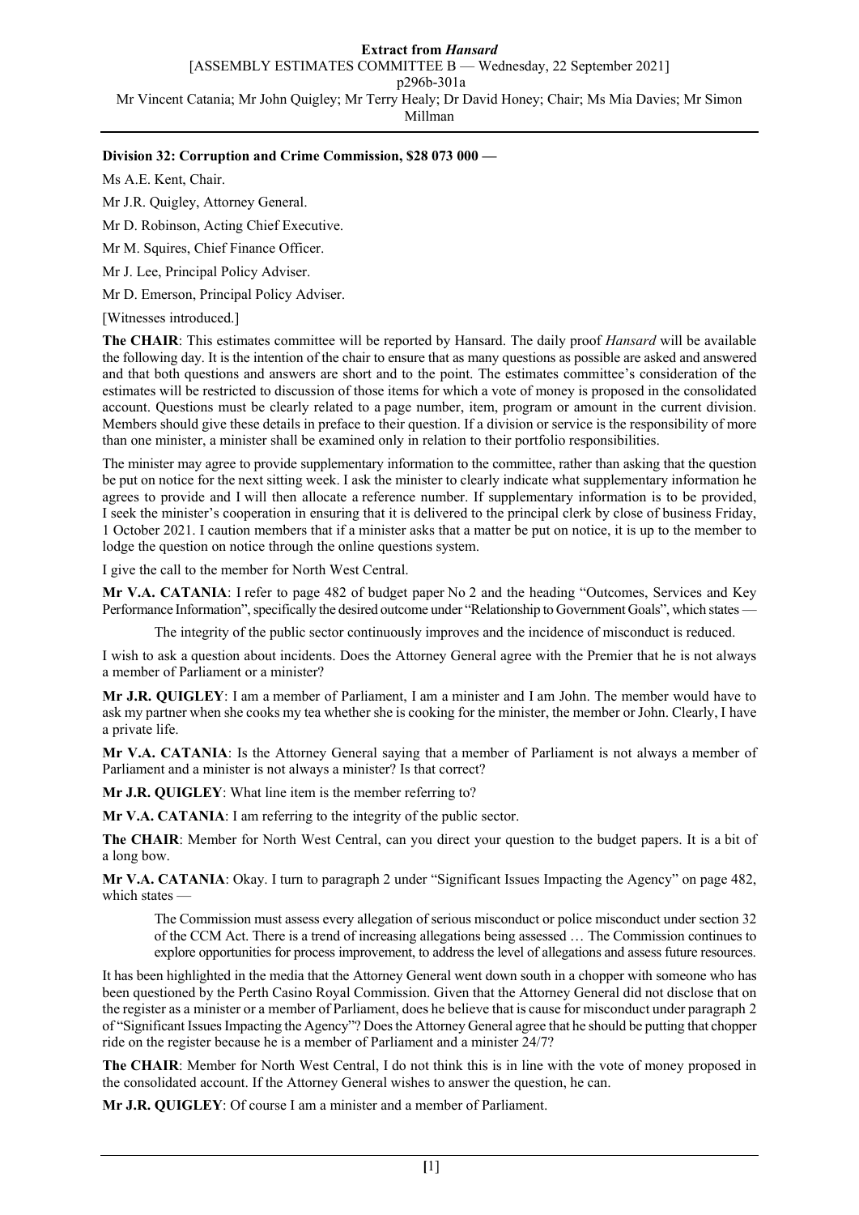**Division 32: Corruption and Crime Commission, $28 073 000 —**

Ms A.E. Kent, Chair.

Mr J.R. Quigley, Attorney General.

Mr D. Robinson, Acting Chief Executive.

Mr M. Squires, Chief Finance Officer.

Mr J. Lee, Principal Policy Adviser.

Mr D. Emerson, Principal Policy Adviser.

[Witnesses introduced.]

**The CHAIR**: This estimates committee will be reported by Hansard. The daily proof *Hansard* will be available the following day. It is the intention of the chair to ensure that as many questions as possible are asked and answered and that both questions and answers are short and to the point. The estimates committee's consideration of the estimates will be restricted to discussion of those items for which a vote of money is proposed in the consolidated account. Questions must be clearly related to a page number, item, program or amount in the current division. Members should give these details in preface to their question. If a division or service is the responsibility of more than one minister, a minister shall be examined only in relation to their portfolio responsibilities.

The minister may agree to provide supplementary information to the committee, rather than asking that the question be put on notice for the next sitting week. I ask the minister to clearly indicate what supplementary information he agrees to provide and I will then allocate a reference number. If supplementary information is to be provided, I seek the minister's cooperation in ensuring that it is delivered to the principal clerk by close of business Friday, 1 October 2021. I caution members that if a minister asks that a matter be put on notice, it is up to the member to lodge the question on notice through the online questions system.

I give the call to the member for North West Central.

**Mr V.A. CATANIA**: I refer to page 482 of budget paper No 2 and the heading "Outcomes, Services and Key Performance Information", specifically the desired outcome under "Relationship to Government Goals", which states —

> The integrity of the public sector continuously improves and the incidence of misconduct is reduced.

I wish to ask a question about incidents. Does the Attorney General agree with the Premier that he is not always a member of Parliament or a minister?

**Mr J.R. QUIGLEY**: I am a member of Parliament, I am a minister and I am John. The member would have to ask my partner when she cooks my tea whether she is cooking for the minister, the member or John. Clearly, I have a private life.

**Mr V.A. CATANIA**: Is the Attorney General saying that a member of Parliament is not always a member of Parliament and a minister is not always a minister? Is that correct?

**Mr J.R. QUIGLEY**: What line item is the member referring to?

**Mr V.A. CATANIA**: I am referring to the integrity of the public sector.

**The CHAIR**: Member for North West Central, can you direct your question to the budget papers. It is a bit of a long bow.

**Mr V.A. CATANIA**: Okay. I turn to paragraph 2 under "Significant Issues Impacting the Agency" on page 482, which states —

> The Commission must assess every allegation of serious misconduct or police misconduct under section 32 of the CCM Act. There is a trend of increasing allegations being assessed … The Commission continues to explore opportunities for process improvement, to address the level of allegations and assess future resources.

It has been highlighted in the media that the Attorney General went down south in a chopper with someone who has been questioned by the Perth Casino Royal Commission. Given that the Attorney General did not disclose that on the register as a minister or a member of Parliament, does he believe that is cause for misconduct under paragraph 2 of "Significant Issues Impacting the Agency"? Does the Attorney General agree that he should be putting that chopper ride on the register because he is a member of Parliament and a minister 24/7?

**The CHAIR**: Member for North West Central, I do not think this is in line with the vote of money proposed in the consolidated account. If the Attorney General wishes to answer the question, he can.

**Mr J.R. QUIGLEY**: Of course I am a minister and a member of Parliament.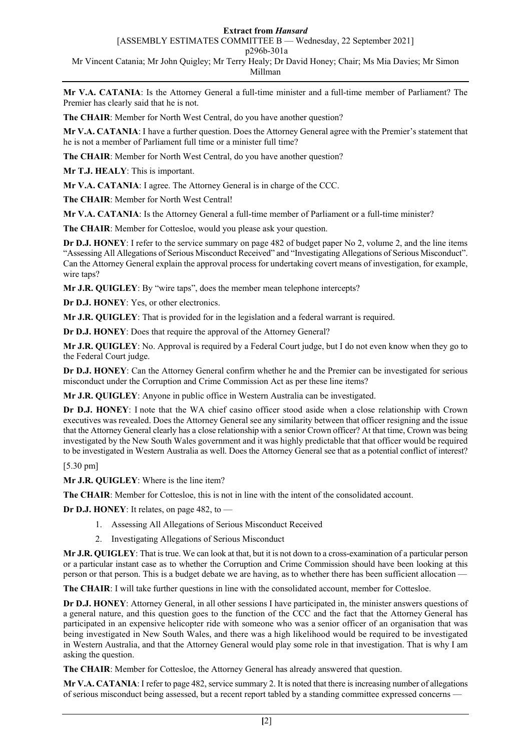**Mr V.A. CATANIA**: Is the Attorney General a full-time minister and a full-time member of Parliament? The Premier has clearly said that he is not.

**The CHAIR**: Member for North West Central, do you have another question?

**Mr V.A. CATANIA**: I have a further question. Does the Attorney General agree with the Premier's statement that he is not a member of Parliament full time or a minister full time?

**The CHAIR**: Member for North West Central, do you have another question?

**Mr T.J. HEALY**: This is important.

**Mr V.A. CATANIA**: I agree. The Attorney General is in charge of the CCC.

**The CHAIR**: Member for North West Central!

**Mr V.A. CATANIA**: Is the Attorney General a full-time member of Parliament or a full-time minister?

**The CHAIR**: Member for Cottesloe, would you please ask your question.

**Dr D.J. HONEY**: I refer to the service summary on page 482 of budget paper No 2, volume 2, and the line items "Assessing All Allegations of Serious Misconduct Received" and "Investigating Allegations of Serious Misconduct". Can the Attorney General explain the approval process for undertaking covert means of investigation, for example, wire taps?

**Mr J.R. QUIGLEY**: By "wire taps", does the member mean telephone intercepts?

**Dr D.J. HONEY**: Yes, or other electronics.

**Mr J.R. QUIGLEY**: That is provided for in the legislation and a federal warrant is required.

**Dr D.J. HONEY**: Does that require the approval of the Attorney General?

**Mr J.R. QUIGLEY**: No. Approval is required by a Federal Court judge, but I do not even know when they go to the Federal Court judge.

**Dr D.J. HONEY**: Can the Attorney General confirm whether he and the Premier can be investigated for serious misconduct under the Corruption and Crime Commission Act as per these line items?

**Mr J.R. QUIGLEY**: Anyone in public office in Western Australia can be investigated.

**Dr D.J. HONEY**: I note that the WA chief casino officer stood aside when a close relationship with Crown executives was revealed. Does the Attorney General see any similarity between that officer resigning and the issue that the Attorney General clearly has a close relationship with a senior Crown officer? At that time, Crown was being investigated by the New South Wales government and it was highly predictable that that officer would be required to be investigated in Western Australia as well. Does the Attorney General see that as a potential conflict of interest?

[5.30 pm]

**Mr J.R. QUIGLEY**: Where is the line item?

**The CHAIR**: Member for Cottesloe, this is not in line with the intent of the consolidated account.

**Dr D.J. HONEY**: It relates, on page 482, to —

1. Assessing All Allegations of Serious Misconduct Received
2. Investigating Allegations of Serious Misconduct

**Mr J.R. QUIGLEY**: That is true. We can look at that, but it is not down to a cross-examination of a particular person or a particular instant case as to whether the Corruption and Crime Commission should have been looking at this person or that person. This is a budget debate we are having, as to whether there has been sufficient allocation —

**The CHAIR**: I will take further questions in line with the consolidated account, member for Cottesloe.

**Dr D.J. HONEY**: Attorney General, in all other sessions I have participated in, the minister answers questions of a general nature, and this question goes to the function of the CCC and the fact that the Attorney General has participated in an expensive helicopter ride with someone who was a senior officer of an organisation that was being investigated in New South Wales, and there was a high likelihood would be required to be investigated in Western Australia, and that the Attorney General would play some role in that investigation. That is why I am asking the question.

**The CHAIR**: Member for Cottesloe, the Attorney General has already answered that question.

**Mr V.A. CATANIA**: I refer to page 482, service summary 2. It is noted that there is increasing number of allegations of serious misconduct being assessed, but a recent report tabled by a standing committee expressed concerns —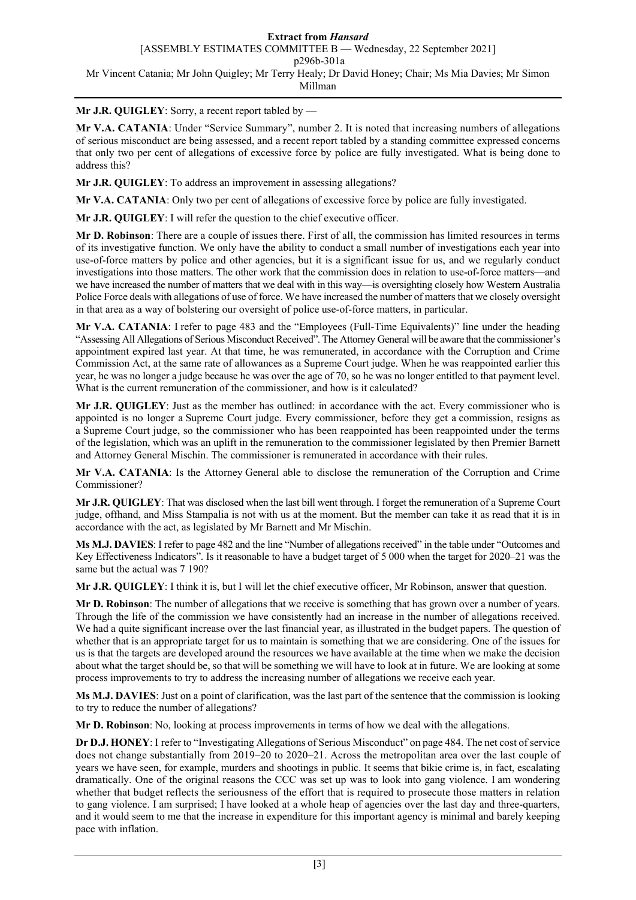**Mr J.R. QUIGLEY**: Sorry, a recent report tabled by —

**Mr V.A. CATANIA**: Under "Service Summary", number 2. It is noted that increasing numbers of allegations of serious misconduct are being assessed, and a recent report tabled by a standing committee expressed concerns that only two per cent of allegations of excessive force by police are fully investigated. What is being done to address this?

**Mr J.R. QUIGLEY**: To address an improvement in assessing allegations?

**Mr V.A. CATANIA**: Only two per cent of allegations of excessive force by police are fully investigated.

**Mr J.R. QUIGLEY**: I will refer the question to the chief executive officer.

**Mr D. Robinson**: There are a couple of issues there. First of all, the commission has limited resources in terms of its investigative function. We only have the ability to conduct a small number of investigations each year into use-of-force matters by police and other agencies, but it is a significant issue for us, and we regularly conduct investigations into those matters. The other work that the commission does in relation to use-of-force matters—and we have increased the number of matters that we deal with in this way—is oversighting closely how Western Australia Police Force deals with allegations of use of force. We have increased the number of matters that we closely oversight in that area as a way of bolstering our oversight of police use-of-force matters, in particular.

**Mr V.A. CATANIA**: I refer to page 483 and the "Employees (Full-Time Equivalents)" line under the heading "Assessing All Allegations of Serious Misconduct Received". The Attorney General will be aware that the commissioner's appointment expired last year. At that time, he was remunerated, in accordance with the Corruption and Crime Commission Act, at the same rate of allowances as a Supreme Court judge. When he was reappointed earlier this year, he was no longer a judge because he was over the age of 70, so he was no longer entitled to that payment level. What is the current remuneration of the commissioner, and how is it calculated?

**Mr J.R. QUIGLEY**: Just as the member has outlined: in accordance with the act. Every commissioner who is appointed is no longer a Supreme Court judge. Every commissioner, before they get a commission, resigns as a Supreme Court judge, so the commissioner who has been reappointed has been reappointed under the terms of the legislation, which was an uplift in the remuneration to the commissioner legislated by then Premier Barnett and Attorney General Mischin. The commissioner is remunerated in accordance with their rules.

**Mr V.A. CATANIA**: Is the Attorney General able to disclose the remuneration of the Corruption and Crime Commissioner?

**Mr J.R. QUIGLEY**: That was disclosed when the last bill went through. I forget the remuneration of a Supreme Court judge, offhand, and Miss Stampalia is not with us at the moment. But the member can take it as read that it is in accordance with the act, as legislated by Mr Barnett and Mr Mischin.

**Ms M.J. DAVIES**: I refer to page 482 and the line "Number of allegations received" in the table under "Outcomes and Key Effectiveness Indicators". Is it reasonable to have a budget target of 5 000 when the target for 2020–21 was the same but the actual was 7 190?

**Mr J.R. QUIGLEY**: I think it is, but I will let the chief executive officer, Mr Robinson, answer that question.

**Mr D. Robinson**: The number of allegations that we receive is something that has grown over a number of years. Through the life of the commission we have consistently had an increase in the number of allegations received. We had a quite significant increase over the last financial year, as illustrated in the budget papers. The question of whether that is an appropriate target for us to maintain is something that we are considering. One of the issues for us is that the targets are developed around the resources we have available at the time when we make the decision about what the target should be, so that will be something we will have to look at in future. We are looking at some process improvements to try to address the increasing number of allegations we receive each year.

**Ms M.J. DAVIES**: Just on a point of clarification, was the last part of the sentence that the commission is looking to try to reduce the number of allegations?

**Mr D. Robinson**: No, looking at process improvements in terms of how we deal with the allegations.

**Dr D.J. HONEY**: I refer to "Investigating Allegations of Serious Misconduct" on page 484. The net cost of service does not change substantially from 2019–20 to 2020–21. Across the metropolitan area over the last couple of years we have seen, for example, murders and shootings in public. It seems that bikie crime is, in fact, escalating dramatically. One of the original reasons the CCC was set up was to look into gang violence. I am wondering whether that budget reflects the seriousness of the effort that is required to prosecute those matters in relation to gang violence. I am surprised; I have looked at a whole heap of agencies over the last day and three-quarters, and it would seem to me that the increase in expenditure for this important agency is minimal and barely keeping pace with inflation.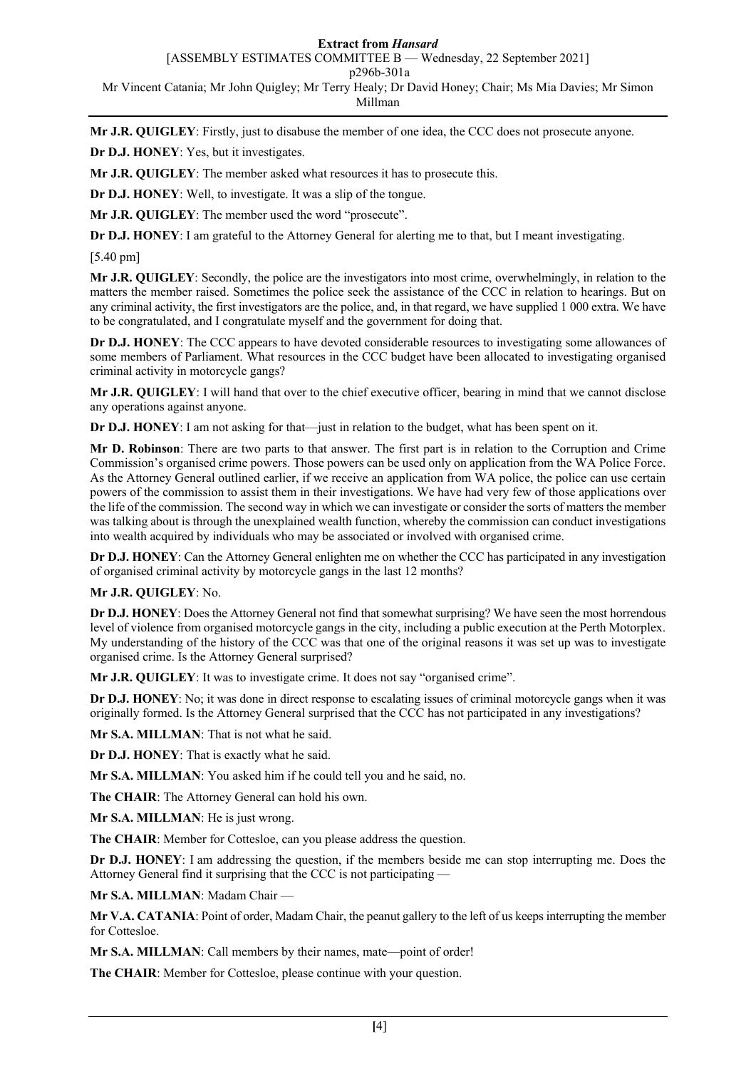**Mr J.R. QUIGLEY**: Firstly, just to disabuse the member of one idea, the CCC does not prosecute anyone.

**Dr D.J. HONEY**: Yes, but it investigates.

**Mr J.R. QUIGLEY**: The member asked what resources it has to prosecute this.

**Dr D.J. HONEY**: Well, to investigate. It was a slip of the tongue.

**Mr J.R. QUIGLEY**: The member used the word "prosecute".

**Dr D.J. HONEY**: I am grateful to the Attorney General for alerting me to that, but I meant investigating.

[5.40 pm]

**Mr J.R. QUIGLEY**: Secondly, the police are the investigators into most crime, overwhelmingly, in relation to the matters the member raised. Sometimes the police seek the assistance of the CCC in relation to hearings. But on any criminal activity, the first investigators are the police, and, in that regard, we have supplied 1 000 extra. We have to be congratulated, and I congratulate myself and the government for doing that.

**Dr D.J. HONEY**: The CCC appears to have devoted considerable resources to investigating some allowances of some members of Parliament. What resources in the CCC budget have been allocated to investigating organised criminal activity in motorcycle gangs?

**Mr J.R. QUIGLEY**: I will hand that over to the chief executive officer, bearing in mind that we cannot disclose any operations against anyone.

**Dr D.J. HONEY**: I am not asking for that—just in relation to the budget, what has been spent on it.

**Mr D. Robinson**: There are two parts to that answer. The first part is in relation to the Corruption and Crime Commission's organised crime powers. Those powers can be used only on application from the WA Police Force. As the Attorney General outlined earlier, if we receive an application from WA police, the police can use certain powers of the commission to assist them in their investigations. We have had very few of those applications over the life of the commission. The second way in which we can investigate or consider the sorts of matters the member was talking about is through the unexplained wealth function, whereby the commission can conduct investigations into wealth acquired by individuals who may be associated or involved with organised crime.

**Dr D.J. HONEY**: Can the Attorney General enlighten me on whether the CCC has participated in any investigation of organised criminal activity by motorcycle gangs in the last 12 months?

**Mr J.R. QUIGLEY**: No.

**Dr D.J. HONEY**: Does the Attorney General not find that somewhat surprising? We have seen the most horrendous level of violence from organised motorcycle gangs in the city, including a public execution at the Perth Motorplex. My understanding of the history of the CCC was that one of the original reasons it was set up was to investigate organised crime. Is the Attorney General surprised?

**Mr J.R. QUIGLEY**: It was to investigate crime. It does not say "organised crime".

**Dr D.J. HONEY**: No; it was done in direct response to escalating issues of criminal motorcycle gangs when it was originally formed. Is the Attorney General surprised that the CCC has not participated in any investigations?

**Mr S.A. MILLMAN**: That is not what he said.

**Dr D.J. HONEY**: That is exactly what he said.

**Mr S.A. MILLMAN**: You asked him if he could tell you and he said, no.

**The CHAIR**: The Attorney General can hold his own.

**Mr S.A. MILLMAN**: He is just wrong.

**The CHAIR**: Member for Cottesloe, can you please address the question.

**Dr D.J. HONEY**: I am addressing the question, if the members beside me can stop interrupting me. Does the Attorney General find it surprising that the CCC is not participating —

**Mr S.A. MILLMAN**: Madam Chair —

**Mr V.A. CATANIA**: Point of order, Madam Chair, the peanut gallery to the left of us keeps interrupting the member for Cottesloe.

**Mr S.A. MILLMAN**: Call members by their names, mate—point of order!

**The CHAIR**: Member for Cottesloe, please continue with your question.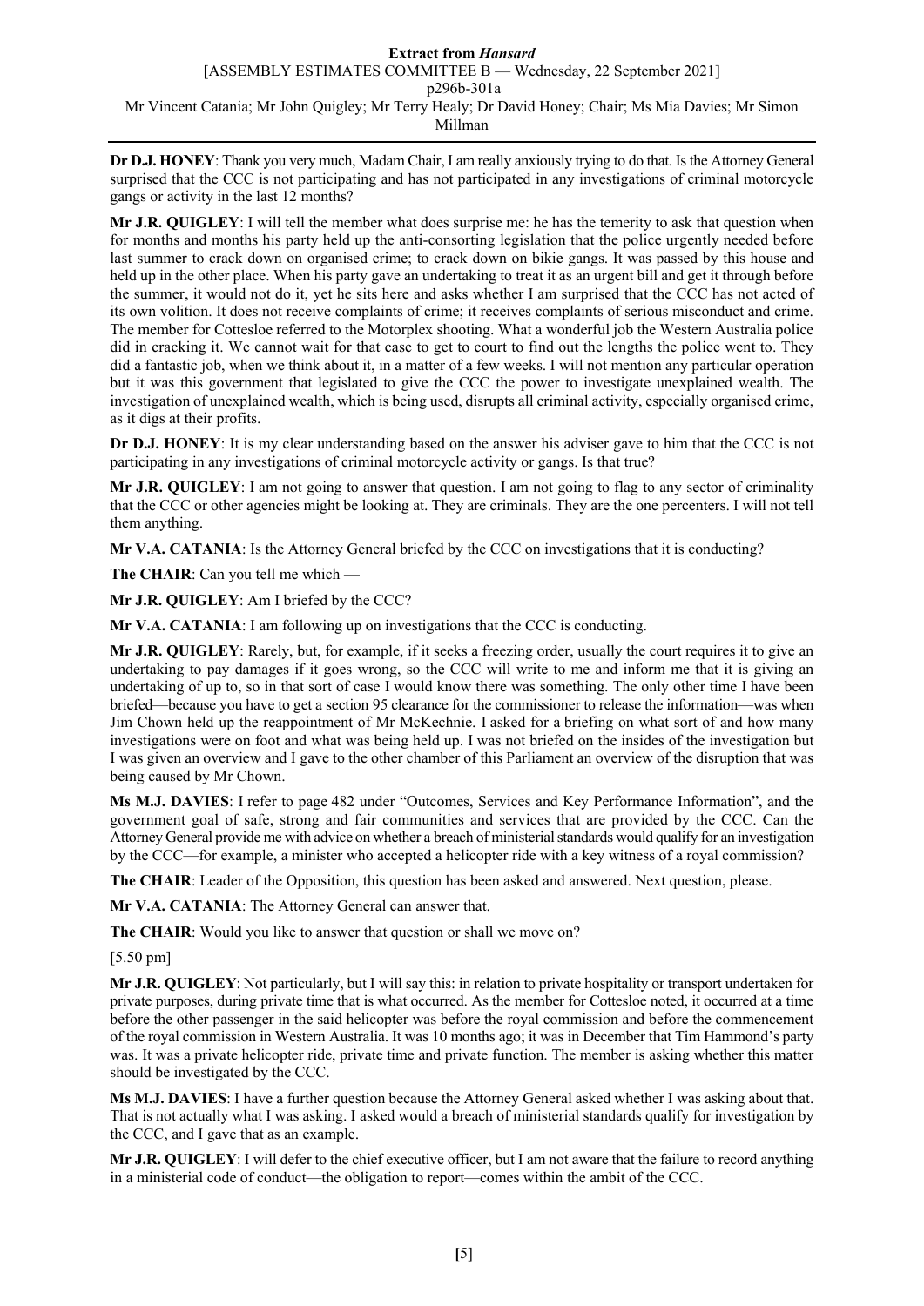**Dr D.J. HONEY**: Thank you very much, Madam Chair, I am really anxiously trying to do that. Is the Attorney General surprised that the CCC is not participating and has not participated in any investigations of criminal motorcycle gangs or activity in the last 12 months?

**Mr J.R. QUIGLEY**: I will tell the member what does surprise me: he has the temerity to ask that question when for months and months his party held up the anti-consorting legislation that the police urgently needed before last summer to crack down on organised crime; to crack down on bikie gangs. It was passed by this house and held up in the other place. When his party gave an undertaking to treat it as an urgent bill and get it through before the summer, it would not do it, yet he sits here and asks whether I am surprised that the CCC has not acted of its own volition. It does not receive complaints of crime; it receives complaints of serious misconduct and crime. The member for Cottesloe referred to the Motorplex shooting. What a wonderful job the Western Australia police did in cracking it. We cannot wait for that case to get to court to find out the lengths the police went to. They did a fantastic job, when we think about it, in a matter of a few weeks. I will not mention any particular operation but it was this government that legislated to give the CCC the power to investigate unexplained wealth. The investigation of unexplained wealth, which is being used, disrupts all criminal activity, especially organised crime, as it digs at their profits.

**Dr D.J. HONEY**: It is my clear understanding based on the answer his adviser gave to him that the CCC is not participating in any investigations of criminal motorcycle activity or gangs. Is that true?

**Mr J.R. QUIGLEY**: I am not going to answer that question. I am not going to flag to any sector of criminality that the CCC or other agencies might be looking at. They are criminals. They are the one percenters. I will not tell them anything.

**Mr V.A. CATANIA**: Is the Attorney General briefed by the CCC on investigations that it is conducting?

**The CHAIR**: Can you tell me which —

**Mr J.R. QUIGLEY**: Am I briefed by the CCC?

**Mr V.A. CATANIA**: I am following up on investigations that the CCC is conducting.

**Mr J.R. QUIGLEY**: Rarely, but, for example, if it seeks a freezing order, usually the court requires it to give an undertaking to pay damages if it goes wrong, so the CCC will write to me and inform me that it is giving an undertaking of up to, so in that sort of case I would know there was something. The only other time I have been briefed—because you have to get a section 95 clearance for the commissioner to release the information—was when Jim Chown held up the reappointment of Mr McKechnie. I asked for a briefing on what sort of and how many investigations were on foot and what was being held up. I was not briefed on the insides of the investigation but I was given an overview and I gave to the other chamber of this Parliament an overview of the disruption that was being caused by Mr Chown.

**Ms M.J. DAVIES**: I refer to page 482 under "Outcomes, Services and Key Performance Information", and the government goal of safe, strong and fair communities and services that are provided by the CCC. Can the Attorney General provide me with advice on whether a breach of ministerial standards would qualify for an investigation by the CCC—for example, a minister who accepted a helicopter ride with a key witness of a royal commission?

**The CHAIR**: Leader of the Opposition, this question has been asked and answered. Next question, please.

**Mr V.A. CATANIA**: The Attorney General can answer that.

**The CHAIR**: Would you like to answer that question or shall we move on?

[5.50 pm]

**Mr J.R. QUIGLEY**: Not particularly, but I will say this: in relation to private hospitality or transport undertaken for private purposes, during private time that is what occurred. As the member for Cottesloe noted, it occurred at a time before the other passenger in the said helicopter was before the royal commission and before the commencement of the royal commission in Western Australia. It was 10 months ago; it was in December that Tim Hammond's party was. It was a private helicopter ride, private time and private function. The member is asking whether this matter should be investigated by the CCC.

**Ms M.J. DAVIES**: I have a further question because the Attorney General asked whether I was asking about that. That is not actually what I was asking. I asked would a breach of ministerial standards qualify for investigation by the CCC, and I gave that as an example.

**Mr J.R. QUIGLEY**: I will defer to the chief executive officer, but I am not aware that the failure to record anything in a ministerial code of conduct—the obligation to report—comes within the ambit of the CCC.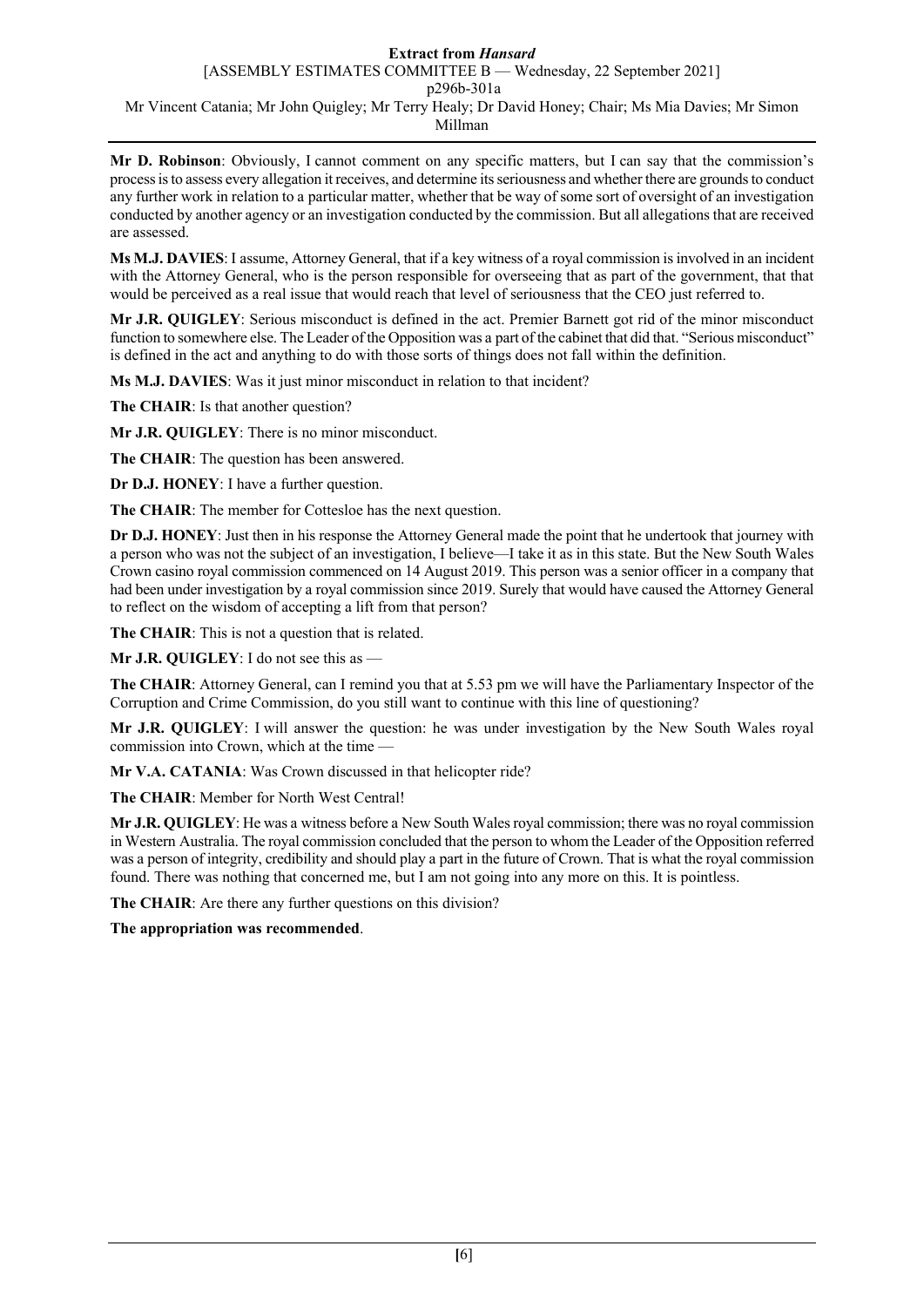**Mr D. Robinson**: Obviously, I cannot comment on any specific matters, but I can say that the commission's process is to assess every allegation it receives, and determine its seriousness and whether there are grounds to conduct any further work in relation to a particular matter, whether that be way of some sort of oversight of an investigation conducted by another agency or an investigation conducted by the commission. But all allegations that are received are assessed.

**Ms M.J. DAVIES**: I assume, Attorney General, that if a key witness of a royal commission is involved in an incident with the Attorney General, who is the person responsible for overseeing that as part of the government, that that would be perceived as a real issue that would reach that level of seriousness that the CEO just referred to.

**Mr J.R. QUIGLEY**: Serious misconduct is defined in the act. Premier Barnett got rid of the minor misconduct function to somewhere else. The Leader of the Opposition was a part of the cabinet that did that. "Serious misconduct" is defined in the act and anything to do with those sorts of things does not fall within the definition.

**Ms M.J. DAVIES**: Was it just minor misconduct in relation to that incident?

**The CHAIR**: Is that another question?

**Mr J.R. QUIGLEY**: There is no minor misconduct.

**The CHAIR**: The question has been answered.

**Dr D.J. HONEY**: I have a further question.

**The CHAIR**: The member for Cottesloe has the next question.

**Dr D.J. HONEY**: Just then in his response the Attorney General made the point that he undertook that journey with a person who was not the subject of an investigation, I believe—I take it as in this state. But the New South Wales Crown casino royal commission commenced on 14 August 2019. This person was a senior officer in a company that had been under investigation by a royal commission since 2019. Surely that would have caused the Attorney General to reflect on the wisdom of accepting a lift from that person?

**The CHAIR**: This is not a question that is related.

**Mr J.R. QUIGLEY**: I do not see this as —

**The CHAIR**: Attorney General, can I remind you that at 5.53 pm we will have the Parliamentary Inspector of the Corruption and Crime Commission, do you still want to continue with this line of questioning?

**Mr J.R. QUIGLEY**: I will answer the question: he was under investigation by the New South Wales royal commission into Crown, which at the time —

**Mr V.A. CATANIA**: Was Crown discussed in that helicopter ride?

**The CHAIR**: Member for North West Central!

**Mr J.R. QUIGLEY**: He was a witness before a New South Wales royal commission; there was no royal commission in Western Australia. The royal commission concluded that the person to whom the Leader of the Opposition referred was a person of integrity, credibility and should play a part in the future of Crown. That is what the royal commission found. There was nothing that concerned me, but I am not going into any more on this. It is pointless.

**The CHAIR**: Are there any further questions on this division?

**The appropriation was recommended**.